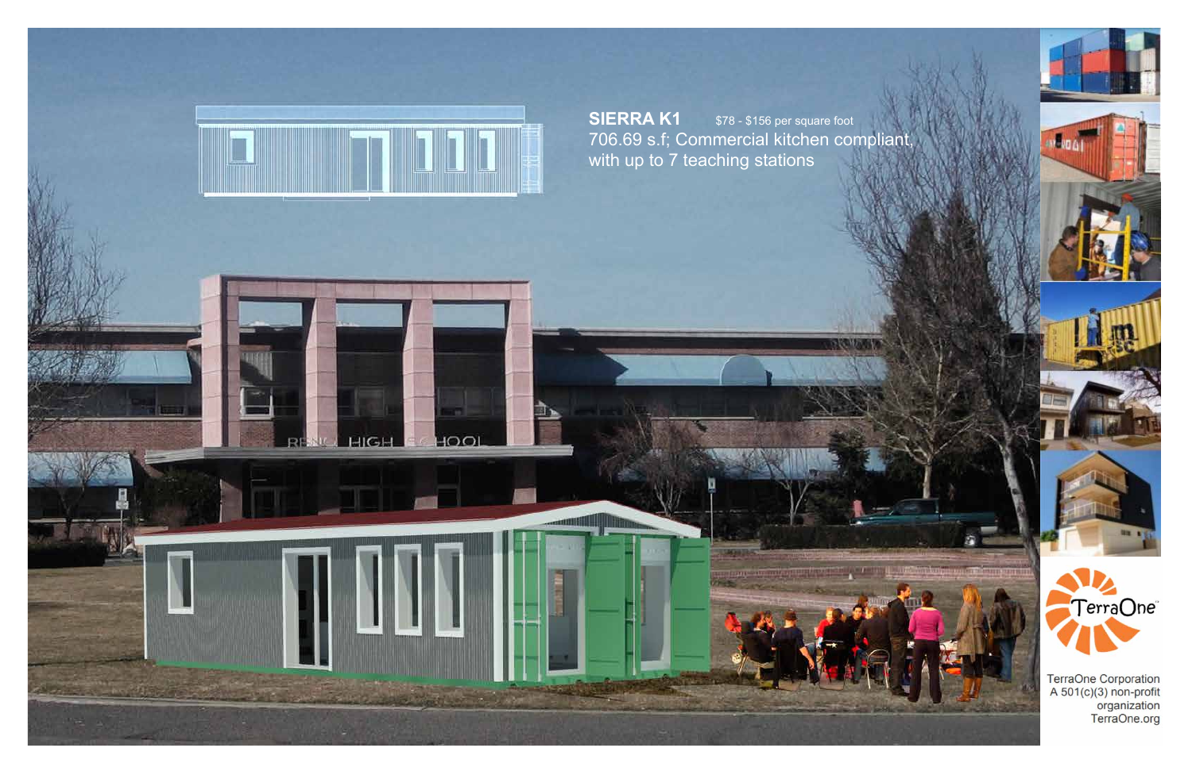**SIERRA K1** $78 - $156 per square foot

706.69 s.f; Commercial kitchen compliant, with up to 7 teaching stations

TerraOne Corporation
A 501(c)(3) non-profit organization
TerraOne.org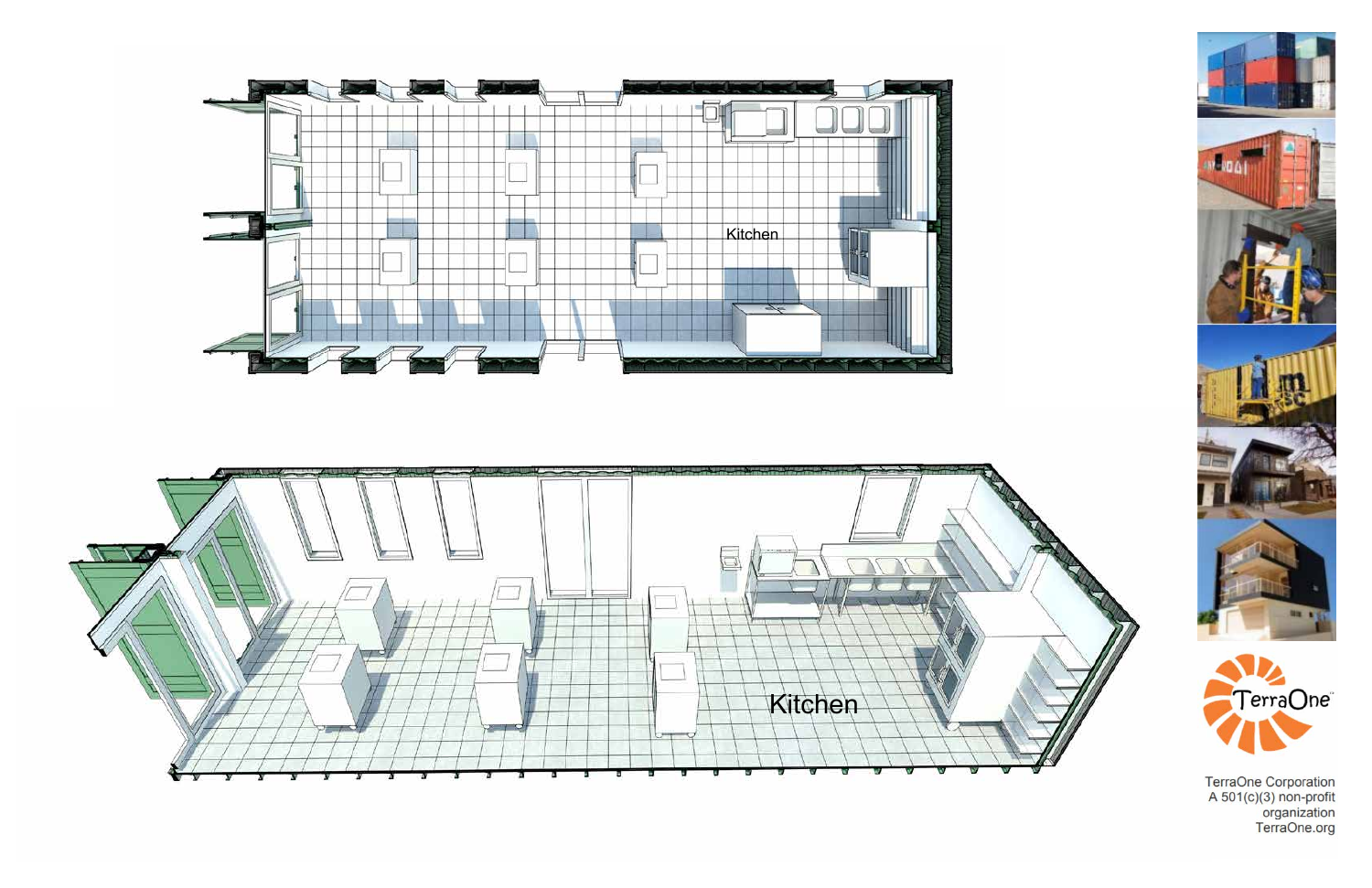Kitchen

Kitchen

TerraOne

TerraOne Corporation
A 501(c)(3) non-profit organization
TerraOne.org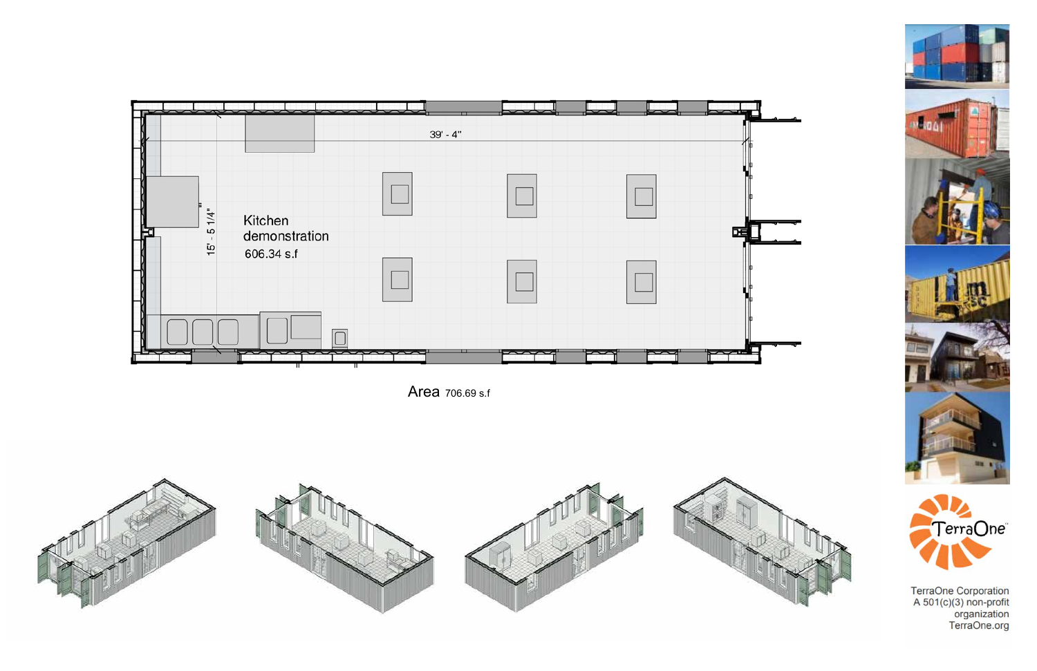39' - 4"

15' - 5 1/4"

Kitchen demonstration
606.34 s.f

Area 706.69 s.f

TerraOne Corporation
A 501(c)(3) non-profit organization
TerraOne.org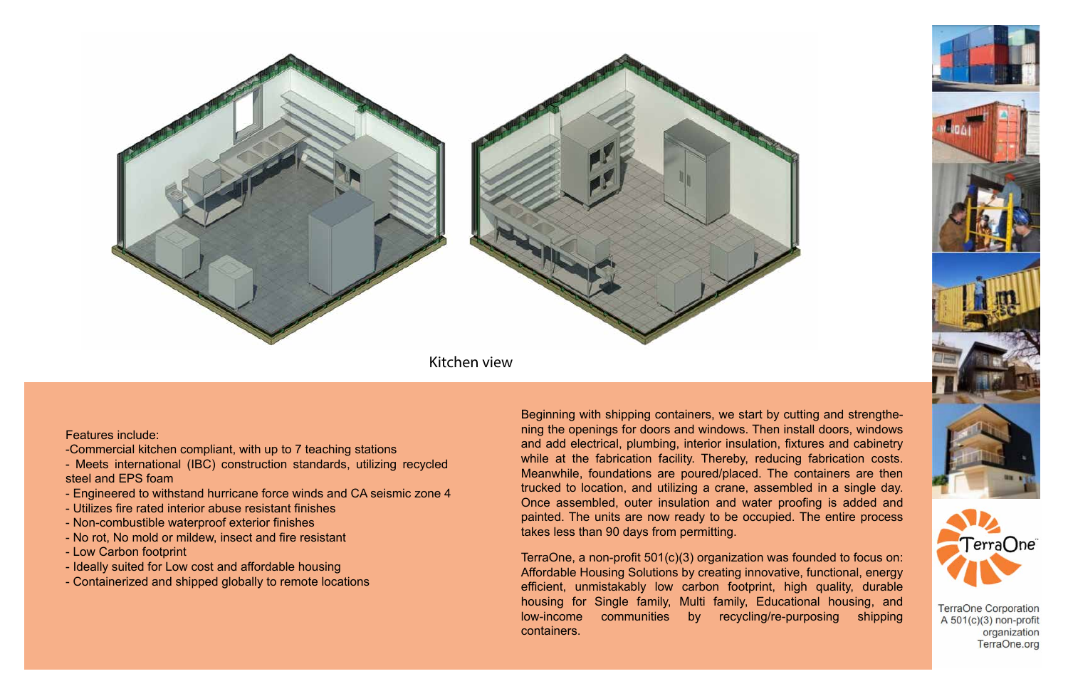Kitchen view

Features include:

- Commercial kitchen compliant, with up to 7 teaching stations
- Meets international (IBC) construction standards, utilizing recycled steel and EPS foam
- Engineered to withstand hurricane force winds and CA seismic zone 4
- Utilizes fire rated interior abuse resistant finishes
- Non-combustible waterproof exterior finishes
- No rot, No mold or mildew, insect and fire resistant
- Low Carbon footprint
- Ideally suited for Low cost and affordable housing
- Containerized and shipped globally to remote locations

Beginning with shipping containers, we start by cutting and strengthening the openings for doors and windows. Then install doors, windows and add electrical, plumbing, interior insulation, fixtures and cabinetry while at the fabrication facility. Thereby, reducing fabrication costs. Meanwhile, foundations are poured/placed. The containers are then trucked to location, and utilizing a crane, assembled in a single day. Once assembled, outer insulation and water proofing is added and painted. The units are now ready to be occupied. The entire process takes less than 90 days from permitting.

TerraOne, a non-profit 501(c)(3) organization was founded to focus on: Affordable Housing Solutions by creating innovative, functional, energy efficient, unmistakably low carbon footprint, high quality, durable housing for Single family, Multi family, Educational housing, and low-income communities by recycling/re-purposing shipping containers.

TerraOne

TerraOne Corporation
A 501(c)(3) non-profit organization
TerraOne.org